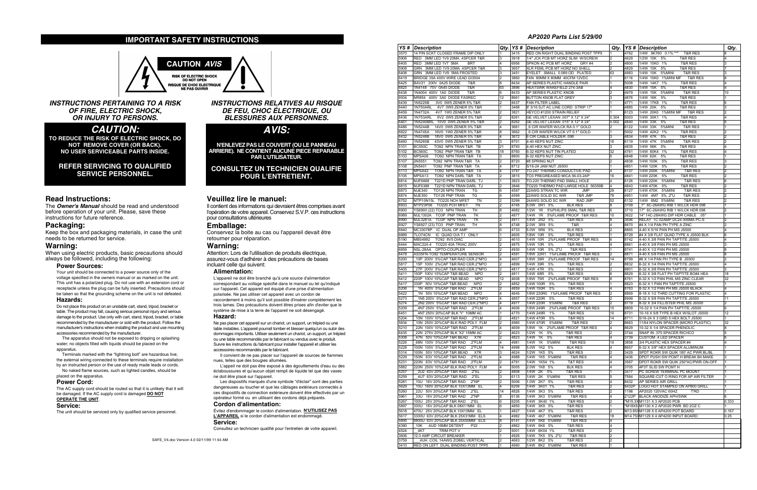## IMPORTANT SAFETY INSTRUCTIONS

**CAUTION** *AVIS*

RISK OF ELECTRIC SHOCK
DO NOT OPEN
RISQUE DE CHOC ELECTRIQUE
NE PAS OUVRIR

### *INSTRUCTIONS PERTAINING TO A RISK OF FIRE, ELECTRIC SHOCK, OR INJURY TO PERSONS.*

## *CAUTION:*

**TO REDUCE THE RISK OF ELECTRIC SHOCK, DO NOT REMOVE COVER (OR BACK). NO USER SERVICEABLE PARTS INSIDE.**

**REFER SERVICING TO QUALIFIED SERVICE PERSONNEL.**

### Read Instructions:

The ***Owner's Manual*** should be read and understood before operation of your unit. Please, save these instructions for future reference.

### Packaging:

Keep the box and packaging materials, in case the unit needs to be returned for service.

### Warning:

When using electric products, basic precautions should always be followed, including the following:

#### Power Sources:

Your unit should be connected to a power source only of the voltage specified in the owners manual or as marked on the unit. This unit has a polarized plug. Do not use with an extension cord or receptacle unless the plug can be fully inserted. Precautions should be taken so that the grounding scheme on the unit is not defeated.

#### Hazards:

Do not place this product on an unstable cart, stand, tripod, bracket or table. The product may fall, causing serious personal injury and serious damage to the product. Use only with cart, stand, tripod, bracket, or table recommended by the manufacturer or sold with the product. Follow the manufacturer's instructions when installing the product and use mounting accessories recommended by the manufacturer.

The apparatus should not be exposed to dripping or splashing water; no objects filled with liquids should be placed on the apparatus.

Terminals marked with the "lightning bolt" are hazardous live; the external wiring connected to these terminals require installation by an instructed person or the use of ready made leads or cords.

No naked flame sources, such as lighted candles, should be placed on the apparatus.

#### Power Cord:

The AC supply cord should be routed so that it is unlikely that it will be damaged. If the AC supply cord is damaged **DO NOT OPERATE THE UNIT**.

#### Service:

The unit should be serviced only by qualified service personnel.

### *INSTRUCTIONS RELATIVES AU RISQUE DE FEU, CHOC ÉLECTRIQUE, OU BLESSURES AUX PERSONNES.*

## *AVIS:*

**N'ENLEVEZ PAS LE COUVERT (OU LE PANNEAU ARRIERE). NE CONTIENT AUCUNE PIECE REPARABLE PAR L'UTILISATEUR.**

**CONSULTEZ UN TECHNICIEN QUALIFIE POUR L'ENTRETIENT.**

### Veuillez lire le manuel:

Il contient des informations qui devraient êtres comprises avant l'opération de votre appareil. Conservez S.V.P. ces instructions pour consultations ultérieures

### Emballage:

Conservez la boite au cas ou l'appareil devait être retourner pour réparation.

### Warning:

Attention: Lors de l'utilisation de produits électrique, assurez-vous d'adhérer à des précautions de bases incluant celle qui suivent:

#### Alimentation:

L'appareil ne doit être branché qu'à une source d'alimentation correspondant au voltage spécifié dans le manuel ou tel qu'indiqué sur l'appareil. Cet appareil est équipé d'une prise d'alimentation polarisée. Ne pas utiliser cet appareil avec un cordon de raccordement à moins qu'il soit possible d'insérer complètement les trois lames. Des précautions doivent êtres prises afin d'eviter que le système de mise à la terre de l'appareil ne soit désengagé.

#### Hazard:

Ne pas placer cet appareil sur un chariot, un support, un trépied ou une table instables. L'appareil pourrait tomber et blesser quelqu'un ou subir des dommages importants. Utiliser seulement un chariot, un support, un trépied ou une table recommandés par le fabricant ou vendus avec le produit. Suivre les instructions du fabricant pour installer l'appareil et utiliser les accessoires recommandés par le fabricant.

Il convient de ne pas placer sur l'appareil de sources de flammes nues, telles que des bougies allumées.

L'appeil ne doit pas être exposé à des égouttements d'eau ou des éclaboussures et qu'aucun objet rempli de liquide tel que des vases ne doit être placé sur l'appareil.

Les dispositifs marqués d'une symbole "d'éclair" sont des parties dangereuses au toucher et que les câblages extérieurs connectés à ces dispositifs de connection extérieure doivent être effectivés par un opérateur formé ou en utilisant des cordons déjà préparés.

#### Cordon d'alimentation:

Évitez d'endommager le cordon d'alimentation. **N'UTILISEZ PAS L'APPAREIL** si le cordon d'alimentation est endommagé.

#### Service:

Consultez un technicien qualifié pour l'entretien de votre appareil.

SAFE_V4.doc Version 4.0 02/11/99 11:54 AM

## AP2020 Parts List 5/29/00

| YS # | Description | Qty. | YS # | Description | Qty. | YS # | Description | Qty. |
|---|---|---|---|---|---|---|---|---|
| 3570 | 14 PIN SCKT CLOSED FRAME DIP ONLY | 1 | 3415 | RED ON RIGHT DUAL BINDING POST TPP5 | 1 | 4762 | 1/4W 9K760 0.1% *** T&R RES | 8 |
| 5906 | RED 3MM LED 1V9 20MA .4SPCER T&R | 3 | 3918 | 1/4" JCK PCB MT HORZ SLIM W/SCREW | 2 | 4629 | 1/2W 10K 5% T&R RES | 4 |
| 6405 | RED 3MM LED 1V7 5MA BRT | 4 | 6956 | SPKON 4C PCB MT HORZ GRY #4 | 2 | 4800 | 1/4W 10K0 1% T&R RES | 3 |
| 5908 | GRN 3MM LED 1V9 20MA .4SPCER T&R | 3 | 3657 | XLR FEML PCB MT HORZ NO SHELL | 2 | 4829 | 1/4W 10K 5% T&R RES | 7 |
| 6408 | GRN 3MM LED 1V9 5MA FROSTED | 3 | 3451 | EYELET SMALL 0.089 OD PLATED | 63 | 4983 | 1/4W 10K 5%MINI T&R RES | 3 |
| 6419 | BRIDGE 35A 400V WIRE LEAD GI3504 | 2 | 3860 | FAN 80MM X 80MM 40CFM 12VDC | 1 | 6116 | 1/4W 10K0 1%MINI MF T&R RES | 8 |
| 6425 | BAV21 200V 0A25 DIODE T&R | 8 | 8434 | AP SERIES PLASTIC HANDLE PAIR | 1 | 5008 | 1/4W 14K7 1% T&R RES | 4 |
| 6825 | 1N4148 75V 0A45 DIODE T&R | 63 | 3896 | HEATSINK WAKEFIELD 274-3AB | 4 | 4830 | 1/4W 15K 5% T&R RES | 4 |
| 6438 | 1N4004 400V 1A0 DIODE T&R | 6 | 8433 | AP SERIES PLASTIC KNOB | 2 | 4979 | 1/4W 15K 5%MINI T&R RES | 10 |
| 6934 | MR854 400V 3A0 DIODE FASREC | 12 | 8661 | BUTTON KNOB FLAT GREY | 3 | 4876 | 1/4W 16K 5% T&R RES | 1 |
| 6439 | 1N5225B 3V0 0W5 ZENER 5% T&R | 2 | 8437 | FAN FILTER LABEL | 1 | 4771 | 1/4W 17K8 1% T&R RES | 6 |
| 6440 | 1N750ARL 4V7 0W5 ZENER 5% T&R | 1 | 3468 | 9' 3/16 SJT AC LINE CORD STRIP 17" | 1 | 4885 | 1/4W 20K 5% T&R RES | 3 |
| 6459 | 1N4732A 4V7 1W0 ZENER 5% T&R | 2 | 3821 | HEYCO #1200 STRAIN RELIEF | 1 | 6123 | 1/4W 20K0 1%MINI MF T&R RES | 2 |
| 6436 | 1N753ARL 6V2 0W5 ZENER 5% T&R | 2 | 8261 | GE VELVET LEXAN .007" X 12" X 24" | 0.304 | 5003 | 1/4W 30K1 1% T&R RES | 4 |
| 6461 | 1N5240BRL 10V0 0W5 ZENER 5% T&R | 2 | 8262 | GE VELVET LEXAN .015" X 12" X 24" | 0.002 | 4840 | 1/4W 33K 5% T&R RES | 5 |
| 6486 | 1N5244B 14V0 0W5 ZENER 5% T&R | 4 | 3661 | 6 CIR WAFER W/LCK RA 0.1" GOLD | 2 | 6122 | 1/4W 33K 5%MINI T&R RES | 1 |
| 6822 | 1N4745A 16V0 1W0 ZENER 5% T&R | 8 | 3662 | 6 CIR WAFER W/LCK VT 0.1" GOLD | 1 | 5002 | 1/4W 42K2 1% T&R RES | 2 |
| 6432 | 1N5248B 18V0 0W5 ZENER 5% T&R | 4 | 3672 | 6 CIR CABLE HOLDER .098 | 3 | 4834 | 1/4W 47K 5% T&R RES | 2 |
| 6460 | 1N5260B 43V0 0W5 ZENER 5% T&R | 3 | 8701 | 4-40 KEPS NUT ZINC | 16 | 6119 | 1/4W 47K 5%MINI T&R RES | 2 |
| 5101 | BC550C TO92 NPN TRAN T&R TB | 21 | 8793 | 4-40 HEX NUT ZINC | 3 | 4835 | 1/4W 56K 5% T&R RES | 4 |
| 5102 | BC560C TO92 PNP TRAN T&R TB | 18 | 8760 | 6-32 KEPS NUT TIN PLATED | 32 | 4761 | 1/4W 60K4 1% T&R RES | 4 |
| 5103 | MPSA06 TO92 NPN TRAN T&R TA | 3 | 8800 | 6-32 KEPS NUT ZINC | 5 | 4848 | 1/4W 62K 5% T&R RES | 1 |
| 5107 | 2N5551 TO92 NPN TRAN T&R TA | 2 | 8720 | #8 SPRING NUT | 2 | 4838 | 1/4W 100K 5% T&R RES | 3 |
| 5108 | 2N5401 TO92 PNP TRAN T&R TA | 4 | 8712 | 5/16-24 JAM NUT JS500 | 1 | 4851 | 1/4W 120K 5% T&R RES | 2 |
| 5113 | MPSA42 TO92 NPN TRAN T&R TA | 4 | 3797 | TO-247 THERMO CONDUCTIVE PAD | 4 | 6137 | 1/4W 200K 5%MINI T&R RES | 2 |
| 5105 | MPSA13 TO92 NPN DARL T&R TA | 2 | 3815 | TO3 PREGREASED MICA 56-03-2AP | 16 | 4841 | 1/4W 220K 5% T&R RES | 2 |
| 6814 | MJF6668 T221D PNP TRAN DARL TJ | 1 | 3823 | TO-220 THERMO PAD SMALL HOLE | 4 | 6126 | 1/4W 220K 5%MINI T&R RES | 6 |
| 6815 | MJF6388 T221D NPN TRAN DARL TJ | 2 | 3846 | TO220 THERMO PAD LARGE HOLE 56359B | 4 | 4843 | 1/4W 470K 5% T&R RES | 2 |
| 6873 | MJE340 TO126 NPN TRAN TG | 6 | 4597 | 22AWG STRAN TC WIR JMP | 29 | 6127 | 1/4W 470K 5%MINI T&R RES | 2 |
| 6874 | MJE350 TO126 PNP TRAN TG | 6 | 4599 | 22AWG SOLID SC WIR T&R JMP | 79 | 4951 | 1/4W 4M7 5% .2"U T&R RES | 2 |
| 6752 | MTP10N15L TO220 NCH MFET TN | 2 | 5299 | 24AWG SOLID SC WIR RAD JMP | 52 | 6132 | 1/4W 8M2 5%MINI T&R RES | 2 |
| 6933 | MTP23P06 TO220 PCH MFET TN | 2 | 4745 | 5.0W 0R1 5% BLK RES | 8 | 3709 | 7" 6C-26AWG RIB 1 W/LCK HDR 098 | 1 |
| 6900 | YS6900 (22) TO3 NPN TRAN TH | 8 | 4682 | 1/2W 1R 5%PHILIPS SMAL T&R RES | 6 | 3710 | 17" 6C-26AWG RIB 1 W/LCK HDR 098 | 2 |
| 6989 | MJL1302A TO3P PNP TRAN TK | 2 | 4877 | 1/4W 1R 5%FLAME PROOF T&R RES | 10 | 3622 | 14" 14C-28AWG DIP HDR CABLE .05" | 1 |
| 6990 | MJL3281A TO3P NPN TRAN TK | 2 | 4911 | 1/4W 2R2 5% T&R RES | 1 | 3696 | RELAY TC 02AMP DC24 006MA PC-S | 2 |
| 6927 | YS6927 (23) TO3 PNP TRAN TH | 8 | 4748 | 2.0W 3R9 5% T&R | 4 | 8870 | #4 X 1/4 PAN PH TYPE A ZINC | 2 |
| 6840 | MC33078P IC DUAL OP AMP | 6 | 4733 | 5.0W 5R6 5% BLK RES | 2 | 8865 | 4-40 X 5/16 PAN PH MS JS500 | 4 |
| 6889 | TL074CN IC QUAD O/A T.I ONLY | 1 | 4605 | 1/8W 10R 5% T&R RES | 1 | 8729 | #4 X 3/8 FLAT QUAD TYPE A JS500 BLK | 6 |
| 5190 | MBS4992 TO92 8V5 DIAC | 2 | 4610 | 1/4W 10R 2%FLAME PROOF T&R RES | 6 | 8742 | 4-40 X 3/8 PAN PH TAPTITE JS500 | 4 |
| 6444 | MAC224-4 TO220 40A TRIAC 200V | 2 | 4875 | 1/4W 10R 5% T&R RES | 4 | 8861 | 4-40 X 3/8 PAN PH MS JS500 | 3 |
| 6859 | NSL-28AA OPTO-COUPLER | 2 | 4930 | 1/4W 10R 5% .2"U T&R RES | 1 | 8741 | 4-40 X 1/2 PAN PH MS JS500 | 8 |
| 6478 | AS25FN-TO92 TEMPERATURE SENSOR | 2 | 4691 | 1/8W 22R1 1%FLAME PROOF T&R RES | 1 | 8871 | 4-40 X 5/8 PAN PH MS JS500 | 8 |
| 5200 | 10P 200V 5%CAP T&R RAD CER.2"NPO | 4 | 4607 | 1/8W 39R 2%FLAME PROOF T&R RES | 14 | 8799 | #6 X 1/4 PAN PH TYPE B JS500 | 2 |
| 5817 | 15P 100V 2%CAP T&R RAD CER.2"NPO | 2 | 4899 | 1/4W 39R 5% T&R RES | 2 | 8832 | 6-32 X 1/4 PAN PH TAPTITE JS500 | 4 |
| 5405 | 27P 200V 5%CAP T&R RAD CER.2"NPO | 2 | 4817 | 1/4W 47R 5% T&R RES | 2 | 8801 | 6-32 X 3/8 PAN PH TAPTITE JS500 | 3 |
| 5411 | 150P 100V 10%CAP T&R BEAD NPO | 2 | 4811 | 1/4W 68R 5% T&R RES | 6 | 8829 | 6-32 X 3/8 FLAT PH TAPTITE BO#4 HEA | 18 |
| 5412 | 220P 100V 10%CAP T&R BEAD NPO | 12 | 4608 | 1/8W 75R 2%FLAME PROOF T&R RES | 8 | 8761 | 6-32 X 1/2 PAN PHIL MS ZINC CLEAR | 32 |
| 5417 | 330P 50V 10%CAP T&R BEAD NPO | 2 | 4852 | 1/4W 100R 5% T&R RES | 1 | 8823 | 6-32 X 1 PAN PH TAPTITE JS500 | 1 |
| 5206 | 1N 400V 5%CAP T&R RAD .2"FLM | 2 | 4859 | 1/4W 150R 5% T&R RES | 4 | 8763 | 6-32 X 1/2 PAN PH MS JS500 BLACK | 4 |
| 5422 | 1N 50V 10%CAP T&R BEAD NPO | 4 | 4645 | 1/8W 220R0 1%FLAME PROOF T&R RES | 2 | 8869 | 8-18 X 1/2 THRD CUTTING FOR PLASTIC | 4 |
| 5273 | 1N5 200V 5%CAP T&R RAD CER.2"NPO | 4 | 4857 | 1/4W 220R 5% T&R RES | 2 | 8999 | 8-32 X 5/8 PAN PH TAPTITE JS500 | 11 |
| 5274 | 2N2 200V 5%CAP T&R RAD CER.2"NPO | 4 | 4977 | 1/4W 220R 5%MINI T&R RES | 2 | 8719 | 8-32 X 3/4 FILLISTER PHIL MS JS500 | 2 |
| 5209 | 4N7 250V 5%CAP T&R RAD .2"FLM | 4 | 4606 | 1/8W 249R 2%FLAME PROOF T&R RES | 10 | 8809 | 10-32 X 1/4 PAN PH TAPTITE JS500 | 6 |
| 6451 | 4N7 250V 20%CAP BLK 'Y' 10MM AC | 1 | 4770 | 1/4W 249R 1% T&R RES | 10 | 8731 | 10-16 X 5/8 TYPE B HEX W/SLOT JS500 | 12 |
| 5204 | 10N 100V 10%CAP T&R RAD .2"FLM | 2 | 4821 | 1/4W 470R 5% T&R RES | 14 | 8711 | 5/16-24 X 3 GRD 5 HEX BOLT JS500 | 1 |
| 5834 | 10N 250V 20%CAP BLK RAD POLY FLM | 2 | 4980 | 1/4W 470R 5%MINI T&R RES | 2 | 8663 | 11/64 NYLON SPACER (MICRO PLASTIC) | 32 |
| 5210 | 22N 100V 10%CAP T&R RAD .2"FLM | 4 | 4609 | 1/8W 1K 2%FLAME PROOF T&R RES | 4 | 8629 | 10-32 X 1/4 SPACER PHENOLIC | 8 |
| 6435 | 22N 275V 20%CAP BLK 'X2' 15MM AC | 2 | 4623 | 1/2W 1K 5% T&R RES | 2 | 3744 | SNAP IN .375 SPACER RICHCO | 5 |
| 5308 | 47N 50V 10%CAP T&R BEAD X7R | 2 | 4823 | 1/4W 1K 5% T&R RES | 4 | 3739 | CUSTOM .4 LED SPACER | 6 |
| 5226 | 68N 100V 5%CAP T&R RAD .2"FLM | 4 | 4981 | 1/4W 1K 5%MINI T&R RES | 10 | 3858 | 3/4 PLASTIC HEX SPACER #4 | 4 |
| 5228 | 100N 100V 5%CAP T&R RAD .2"FLM | 14 | 4998 | 5.0W 1K2 5% BLK RES | 4 | 8657 | 6-32 X 3/8" HEX SPACER ALUMINUM | 1 |
| 5314 | 100N 50V 10%CAP T&R BEAD X7R | 3 | 4624 | 1/2W 1K5 5% T&R RES | 2 | 3429 | SPDT ROKR SW QUIK 180' AC PWR BL/BL | 1 |
| 5229 | 150N 63V 10%CAP T&R RAD .2"FLM | 2 | 4988 | 1/4W 1K5 5%MINI T&R RES | 4 | 3436 | DPDT PUSH SW PCMT H BREAK B4 MAKE | 3 |
| 5231 | 220N 63V 10%CAP T&R RAD .2"FLM | 2 | 4791 | 1/4W 1K54 1% T&T RES | 4 | 3587 | DPDT ROKR SW QUIK 250"AC/PWR ON-OFF | 1 |
| 5882 | 220N 250V 10%CAP BLK RAD POLY FLM | 4 | 5005 | 2.0W 1K8 5% BLK RES | 4 | 3705 | 4P3T SLID SW PCMT H | 1 |
| 5257 | 2U2 63V 20%CAP T&R RAD .2"EL | 2 | 4808 | 1/4W 2K 5% T&R RES | 1 | 3417 | PC SCREW TERMINAL PC MOUNT | 1 |
| 5259 | 4U7 63V 20%CAP T&R RAD .2"EL | 3 | 6113 | 1/4W 2K 5%MINI T&R RES | 5 | 7584 | SQUARE-CUT O RING FOR AP AIR FILTER | 1 |
| 5281 | 10U 16V 20%CAP T&R RAD .2"NP | 2 | 5006 | 1.0W 2K7 5% T&R RES | 2 | 8432 | AP SERIES AIR GRILL | 1 |
| 5629 | 10U 160V 20%CAP BLK 10X13MM EL | 4 | 6208 | 1/4W 3K01 1% T&R RES | 4 | 8432P | LOGO HOT STAMPED ON AP800 GRILL | 1 |
| 5260 | 22U 50V 20%CAP T&R RAD .2"EL | 14 | 4826 | 1/4W 3K3 5% T&R RES | 2 | 1198 | AP2020 120VAC 60HZ T'RD | 1 |
| 5961 | 33U 16V 20%CAP T&R RAD .2"NP | 8 | 6136 | 1/4W 3K3 5%MINI T&R RES | 4 | Z122P | BLACK ANODIZE APH/SINK | 6 |
| 5267 | 100U 25V 20%CAP T&R RAD .2"EL | 6 | 6205 | 1/4W 3K40 1% T&R RES | 2 | *M15.3X | M1131 X 3 AP2020 PCB | 0.333 |
| 5897 | 330U 16V 20%CAP BLK 08X11MM EL | 6 | 4850 | 1/4W 3K9 5% T&R RES | 1 | *M18X9 | M1130 X 2 AP2020 PWR. BD 2OZ C | 1 |
| 5618 | 470U 25V 20%CAP BLK 10X15MM EL | 1 | 4827 | 1/4W 4K7 5% T&R RES | 2 | M13.85X | M1128 X 6 AP4200 POT BOARD | 0.167 |
| 5617 | 3300U 63V 20%CAP BLK 25X31MM ELS | 4 | 4982 | 1/4W 4K7 5%MINI T&R RES | 18 | M14.75X | M1129 X 4 AP4200 INPUT BOARD | 0.25 |
| 5895 | 6800U 63V 20%CAP BLK 25X50MM ELS | 8 | 6141 | 1/4W 5K6 5%MINI T&R RES | 4 | | | |
| 4390 | 10K AUD 16MM DETENT P22 | 2 | 4862 | 1/4W 5K6 5% T&R RES | 4 | | | |
| 4524 | 4K7 TRIM POT V | 2 | 5001 | 1/4W 6K04 1% T&R RES | 2 | | | |
| 3606 | 12.0 AMP CIRCUIT BREAKER | 1 | 4926 | 1/4W 7K5 5% .2"U T&R RES | 2 | | | |
| 3759 | 4UH COIL 14AWG ZOBEL VERTICAL | 2 | 4663 | 1/2W 8K2 5% T&R RES | 2 | | | |
| 3410 | RED ON LEFT DUAL BINDING POST TPP5 | 1 | 4990 | 1/4W 8K2 5%MINI T&R RES | 1 | | | |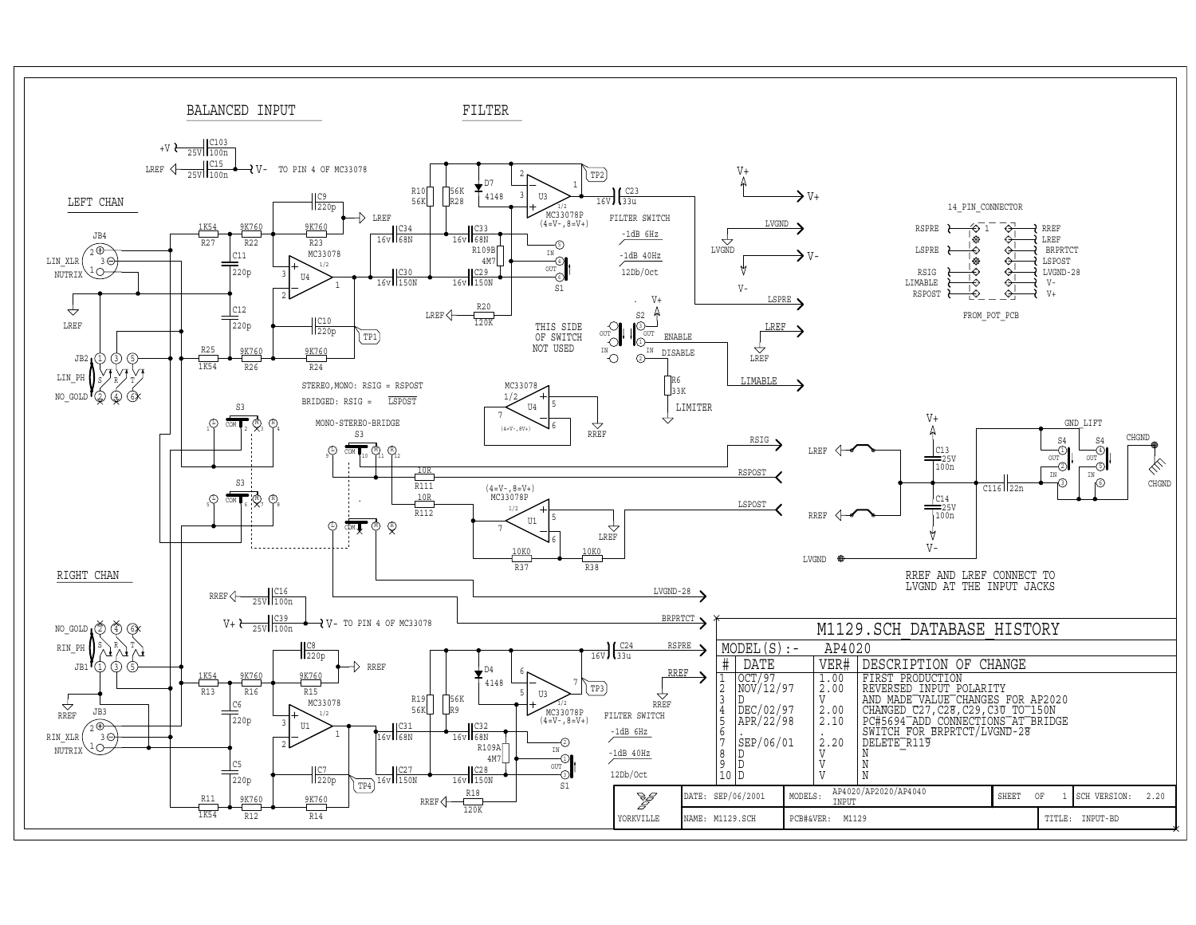## BALANCED INPUT

## FILTER

LEFT CHAN

RIGHT CHAN

STEREO,MONO: RSIG = RSPOST

BRIDGED: RSIG = LSPOST

MONO-STEREO-BRIDGE

FILTER SWITCH

-1dB 6Hz

-1dB 40Hz

12Db/Oct

THIS SIDE OF SWITCH NOT USED

ENABLE

DISABLE

LIMITER

14_PIN_CONNECTOR

FROM_POT_PCB

GND_LIFT

RREF AND LREF CONNECT TO LVGND AT THE INPUT JACKS

TO PIN 4 OF MC33078

# M1129.SCH DATABASE HISTORY

MODEL(S):- AP4020

| # | DATE | VER# | DESCRIPTION OF CHANGE |
|---|---|---|---|
| 1 | OCT/97 | 1.00 | FIRST PRODUCTION |
| 2 | NOV/12/97 | 2.00 | REVERSED INPUT POLARITY |
| 3 | D | V | AND MADE VALUE CHANGES FOR AP2020 |
| 4 | DEC/02/97 | 2.00 | CHANGED C27,C28,C29,C30 TO 150N |
| 5 | APR/22/98 | 2.10 | PC#5694 ADD CONNECTIONS AT BRIDGE |
| 6 | . | . | SWITCH FOR BRPRTCT/LVGND-28 |
| 7 | SEP/06/01 | 2.20 | DELETE R119 |
| 8 | D | V | N |
| 9 | D | V | N |
| 10 | D | V | N |

| YORKVILLE | DATE: SEP/06/2001 | MODELS: AP4020/AP2020/AP4040 INPUT | SHEET OF 1 | SCH VERSION: 2.20 |
|---|---|---|---|---|
| | NAME: M1129.SCH | PCB#&VER: M1129 | | TITLE: INPUT-BD |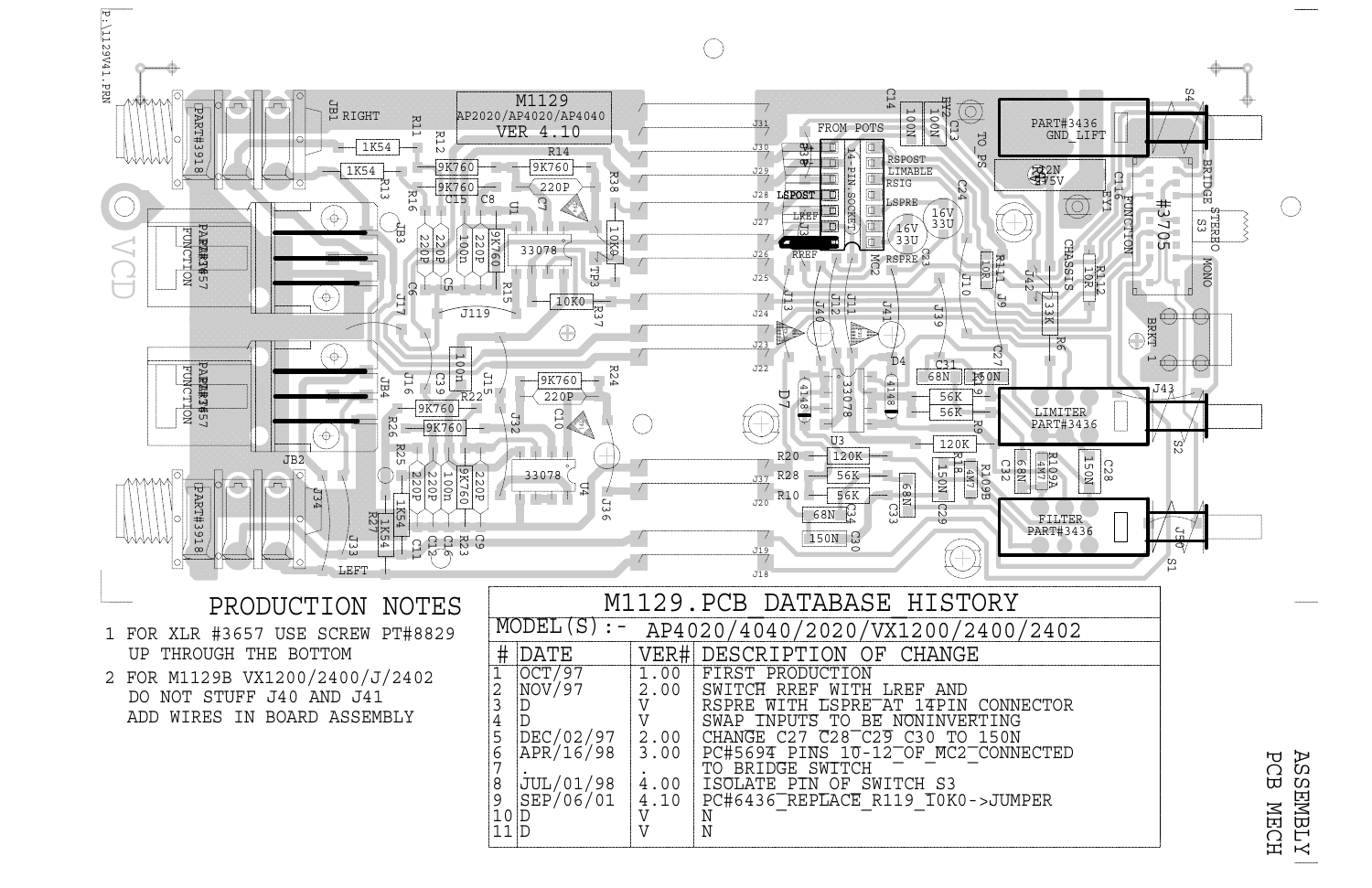## PRODUCTION NOTES

1. FOR XLR #3657 USE SCREW PT#8829 UP THROUGH THE BOTTOM
2. FOR M1129B VX1200/2400/J/2402 DO NOT STUFF J40 AND J41 ADD WIRES IN BOARD ASSEMBLY

## M1129.PCB DATABASE HISTORY

MODEL(S):- AP4020/4040/2020/VX1200/2400/2402

| # | DATE | VER# | DESCRIPTION OF CHANGE |
|---|---|---|---|
| 1 | OCT/97 | 1.00 | FIRST PRODUCTION |
| 2 | NOV/97 | 2.00 | SWITCH RREF WITH LREF AND |
| 3 | D | V | RSPRE WITH LSPRE AT 14PIN CONNECTOR |
| 4 | D | V | SWAP INPUTS TO BE NONINVERTING |
| 5 | DEC/02/97 | 2.00 | CHANGE C27 C28 C29 C30 TO 150N |
| 6 | APR/16/98 | 3.00 | PC#5694 PINS 10-12 OF MC2 CONNECTED |
| 7 | . | . | TO BRIDGE SWITCH |
| 8 | JUL/01/98 | 4.00 | ISOLATE PIN OF SWITCH S3 |
| 9 | SEP/06/01 | 4.10 | PC#6436 REPLACE R119 10K0->JUMPER |
| 10 | D | V | N |
| 11 | D | V | N |

ASSEMBLY
PCB MECH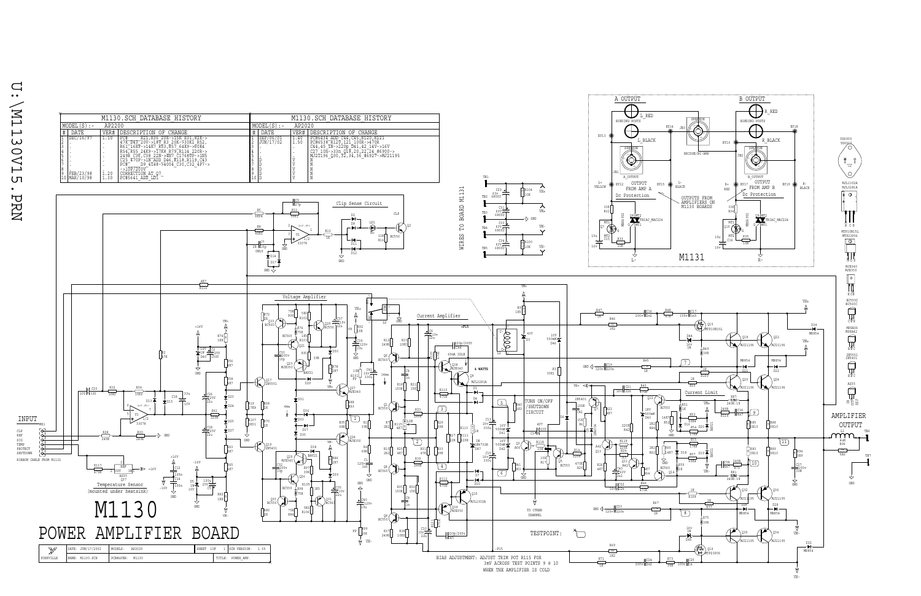U:\M1130V15.PRN

| M1130.SCH DATABASE HISTORY | | | |
|---|---|---|---|
| MODEL(S):- | AP2200 | | |
| # | DATE | VER# | DESCRIPTION OF CHANGE |
| 1 | DEC/16/97 | 1.10 | PC# R21,R76 20K->15K R31,R2K-> |
| 2 | . | . | 47K D43 20V->18V R3 20K->330K1 R52 |
| 3 | . | . | R61 16K9->14K7 R53,R57 64K9->60K4 |
| 4 | . | . | R54,R55 24K9->17K8 R79,R114 220R-> |
| 5 | . | . | 249R C36,C38 22N->4N7 C176KDP->10U5 |
| 6 | . | . | C25 K470P->1N ADD D46,R118,R119,C43 |
| 7 | . | . | PC# D9 4148->4004 C30,C32 4P7-> |
| 8 | . | . | ->10P/200V |
| 9 | FEB/23/98 | 1.20 | CORRECTION AT Q7 |
| 10 | MAR/10/98 | 1.30 | PC#5641 ADD LD1 |

| M1130.SCH DATABASE HISTORY | | | |
|---|---|---|---|
| MODEL(S):- | AP2020 | | |
| # | DATE | VER# | DESCRIPTION OF CHANGE |
| 1 | SEP/06/01 | 1.40 | PC#6434 ADD C44,C45,R120,R121 |
| 2 | JUN/17/02 | 1.50 | PC#6536 R120,121 100R->470R |
| 3 | . | . | C44,45 1N->220p D41,42 14V->16V |
| 4 | . | . | C27 10N->33n Q18,20,22,24 #6900-> |
| 5 | . | . | MJ21196 Q30,32,34,36 #6927->MJ21195 |
| 6 | D | V | N |
| 7 | D | V | N |
| 8 | D | V | N |
| 9 | D | V | N |
| 10 | D | V | N |

Clip Sense Circuit

Voltage Amplifier

Current Amplifier

WIRES TO BOARD M1131

A OUTPUT — B OUTPUT

OUTPUT FROM AMP A — Dc Protection

OUTPUT FROM AMP B — Dc Protection

OUTPUTS FROM AMPLIFIERS ON M1130 BOARDS

BRIDGE/HI-AMP

M1131

TURN ON/OFF /SHUTDOWN CIRCUIT

Current Limit

INPUT

CLP, REF, SIG, TEMP, PROTECT, SHUTDOWN

RIBBON CABLE FROM M1132

Temperature Sensor (mounted under heatsink)

AMPLIFIER OUTPUT

TO OTHER CHANNEL

TESTPOINT:

BIAS ADJUSTMENT: ADJUST TRIM POT R115 FOR 3mV ACROSS TEST POINTS 9 & 10 WHEN THE AMPLIFIER IS COLD

# M1130
## POWER AMPLIFIER BOARD

| YORKVILLE | DATE: JUN/17/2002 | MODELS: AP2020 | SHEET 1 OF 1 | SCH VERSION: 1.50 |
|---|---|---|---|---|
| | NAME: M1130.SCH | PCB#&VER: M1130 | TITLE: POWER_AMP. | |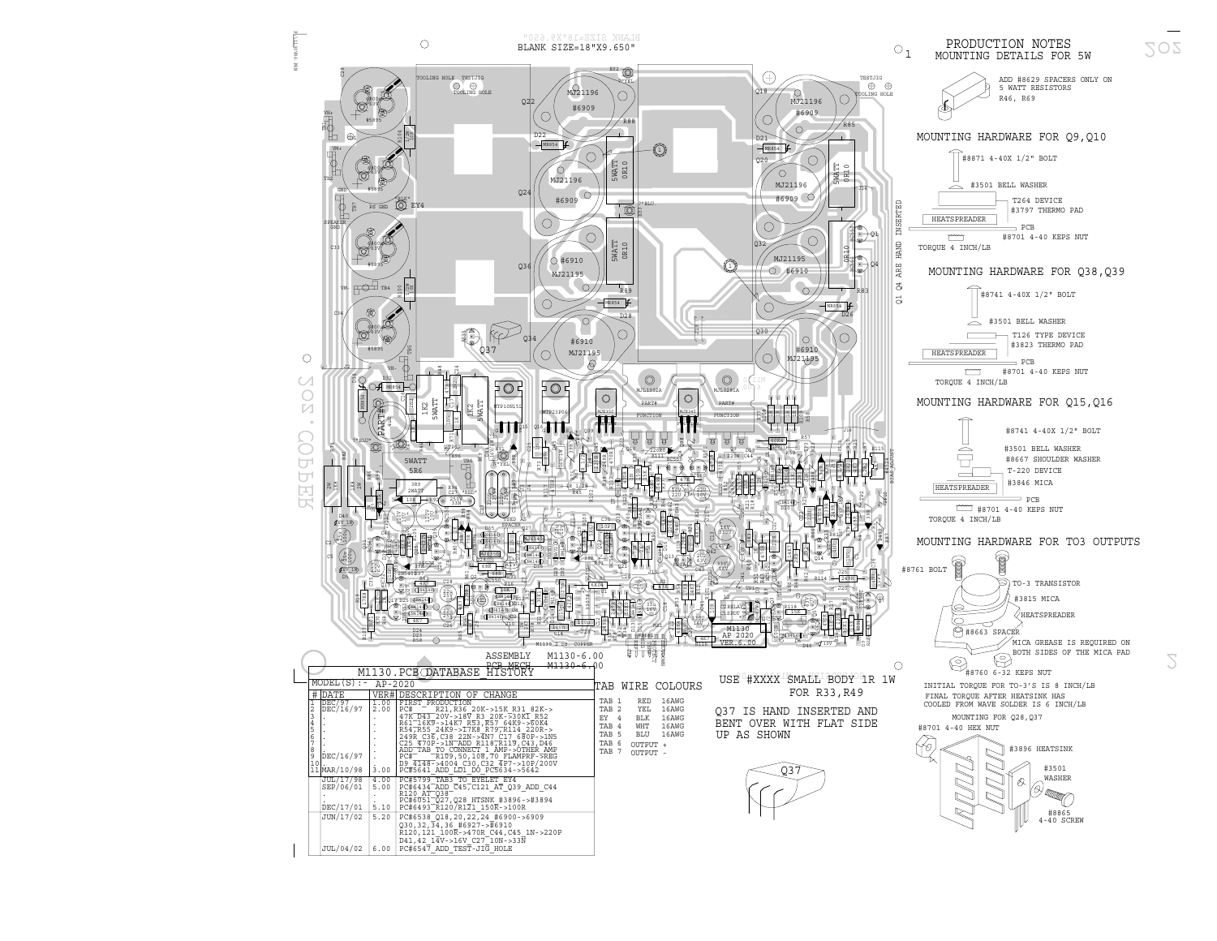BLANK SIZE=18"X9.650"

## PRODUCTION NOTES

### MOUNTING DETAILS FOR 5W

ADD #8629 SPACERS ONLY ON 5 WATT RESISTORS R46, R69

### MOUNTING HARDWARE FOR Q9,Q10

- #8871 4-40X 1/2" BOLT
- #3501 BELL WASHER
- T264 DEVICE
- #3797 THERMO PAD
- HEATSPREADER
- PCB
- #8701 4-40 KEPS NUT
- TORQUE 4 INCH/LB

### MOUNTING HARDWARE FOR Q38,Q39

- #8741 4-40X 1/2" BOLT
- #3501 BELL WASHER
- T126 TYPE DEVICE
- #3823 THERMO PAD
- HEATSPREADER
- PCB
- #8701 4-40 KEPS NUT
- TORQUE 4 INCH/LB

### MOUNTING HARDWARE FOR Q15,Q16

- #8741 4-40X 1/2" BOLT
- #3501 BELL WASHER
- #8667 SHOULDER WASHER
- T-220 DEVICE
- #3846 MICA
- HEATSPREADER
- PCB
- #8701 4-40 KEPS NUT
- TORQUE 4 INCH/LB

### MOUNTING HARDWARE FOR TO3 OUTPUTS

- #8761 BOLT
- TO-3 TRANSISTOR
- #3815 MICA
- HEATSPREADER
- #8663 SPACER
- MICA GREASE IS REQUIRED ON BOTH SIDES OF THE MICA PAD
- #8760 6-32 KEPS NUT

INITIAL TORQUE FOR TO-3'S IS 8 INCH/LB
FINAL TORQUE AFTER HEATSINK HAS COOLED FROM WAVE SOLDER IS 6 INCH/LB

### MOUNTING FOR Q28,Q37

- #8701 4-40 HEX NUT
- #3896 HEATSINK
- #3501 WASHER
- #8865 4-40 SCREW

Q1 Q4 ARE HAND INSERTED

ASSEMBLY M1130-6.00
PCB MECH. M1130-6.00

M1130 AP 2020 VER.6.00

## M1130.PCB DATABASE HISTORY

MODEL(S):- AP-2020

| # | DATE | VER# | DESCRIPTION OF CHANGE |
|---|---|---|---|
| 1 | DEC/97 | 1.00 | FIRST PRODUCTION |
| 2 | DEC/16/97 | 2.00 | PC# R21,R36 20K->15K R31 82K-> |
| 3 | . | . | 47K D43 20V->18V R3 20K->30K1 R52 |
| 4 | . | . | R61 16K9->14K7 R53,R57 64K9->60K4 |
| 5 | . | . | R54,R55 24K9->27K8 R79,R114 220R-> |
| 6 | . | . | 249R C35,C38 22N->4N7 C17 680P->1N5 |
| 7 | . | . | C25 470P->1N ADD R118,R119,C43,D46 |
| 8 | . | . | ADD TAB TO CONNECT 1 AMP->OTHER AMP |
| 9 | DEC/16/97 | . | PC# R109,50,108,70 FLAMPRF->REG |
| 10 | . | . | D9 4148->4004 C30,C32 4P7->10P/200V |
| 11 | MAR/10/98 | 3.00 | PC#5641 ADD LD1 DO PC5634->5642 |
| | JUL/17/98 | 4.00 | PC#5799 TAB3 TO EYELET EY4 |
| | SEP/06/01 | 5.00 | PC#6434 ADD C45,C121 AT Q39 ADD C44 |
| | . | . | R120 AT Q38 |
| | . | . | PC#6051 Q27,Q28 HTSNK #3896->#3894 |
| | DEC/17/01 | 5.10 | PC#6493 R120/R121 150R->100R |
| | JUN/17/02 | 5.20 | PC#6538 Q18,20,22,24 #6900->6909 |
| | | | Q30,32,34,36 #6927->#6910 |
| | | | R120,121 100R->470R C44,C45 1N->220P |
| | | | D41,42 14V->16V C27 10N->33N |
| | JUL/04/02 | 6.00 | PC#6547 ADD TEST-JIG HOLE |

## TAB WIRE COLOURS

| TAB | COLOUR | GAUGE |
|---|---|---|
| TAB 1 | RED | 16AWG |
| TAB 2 | YEL | 16AWG |
| EY 4 | BLK | 16AWG |
| TAB 4 | WHT | 16AWG |
| TAB 5 | BLU | 16AWG |
| TAB 6 | OUTPUT + | |
| TAB 7 | OUTPUT - | |

USE #XXXX SMALL BODY 1R 1W FOR R33,R49

Q37 IS HAND INSERTED AND BENT OVER WITH FLAT SIDE UP AS SHOWN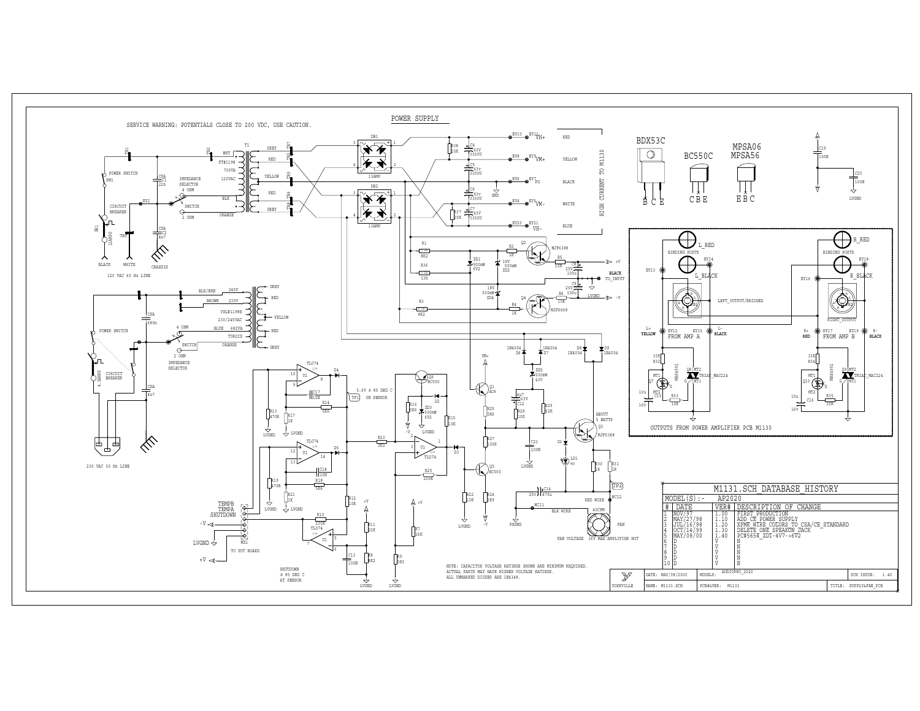# POWER SUPPLY

SERVICE WARNING: POTENTIALS CLOSE TO 200 VDC, USE CAUTION.

NOTE: CAPACITOR VOLTAGE RATINGS SHOWN ARE MINIMUM REQUIRED.
ACTUAL PARTS MAY HAVE HIGHER VOLTAGE RATINGS.
ALL UNMARKED DIODES ARE 1N4148.

120 VAC 60 Hz LINE

230 VAC 50 Hz LINE

HIGH CURRENT TO M1130

OUTPUTS FROM POWER AMPLIFIER PCB M1130

FAN VOLTAGE 16V MAX AMPLIFIER HOT

SHUTDOWN @ 85 DEG C AT SENSOR

5.6V @ 85 DEG C ON SENSOR

## M1131.SCH DATABASE HISTORY

MODEL(S):- AP2020

| # | DATE | VER# | DESCRIPTION OF CHANGE |
|---|---|---|---|
| 1 | NOV/97 | 1.00 | FIRST PRODUCTION |
| 2 | MAY/27/98 | 1.10 | ADD CE POWER SUPPLY |
| 3 | JUL/16/98 | 1.20 | XFMR WIRE COLORS TO CSA/CE STANDARD |
| 4 | OCT/14/99 | 1.30 | DELETE ONE SPEAKON JACK |
| 5 | MAY/08/00 | 1.40 | PC#5654 ZD1-4V7->6V2 |
| 6 | D | V | N |
| 7 | D | V | N |
| 8 | D | V | N |
| 9 | D | V | N |
| 10 | D | V | N |

| YORKVILLE | DATE: MAY/08/2000 | MODELS: AUDIOPRO 2020 | SCH ISSUE: 1.40 |
|---|---|---|---|
| | NAME: M1131.SCH | PCB#&VER: M1131 | TITLE: SUPPLY&FAN PCB |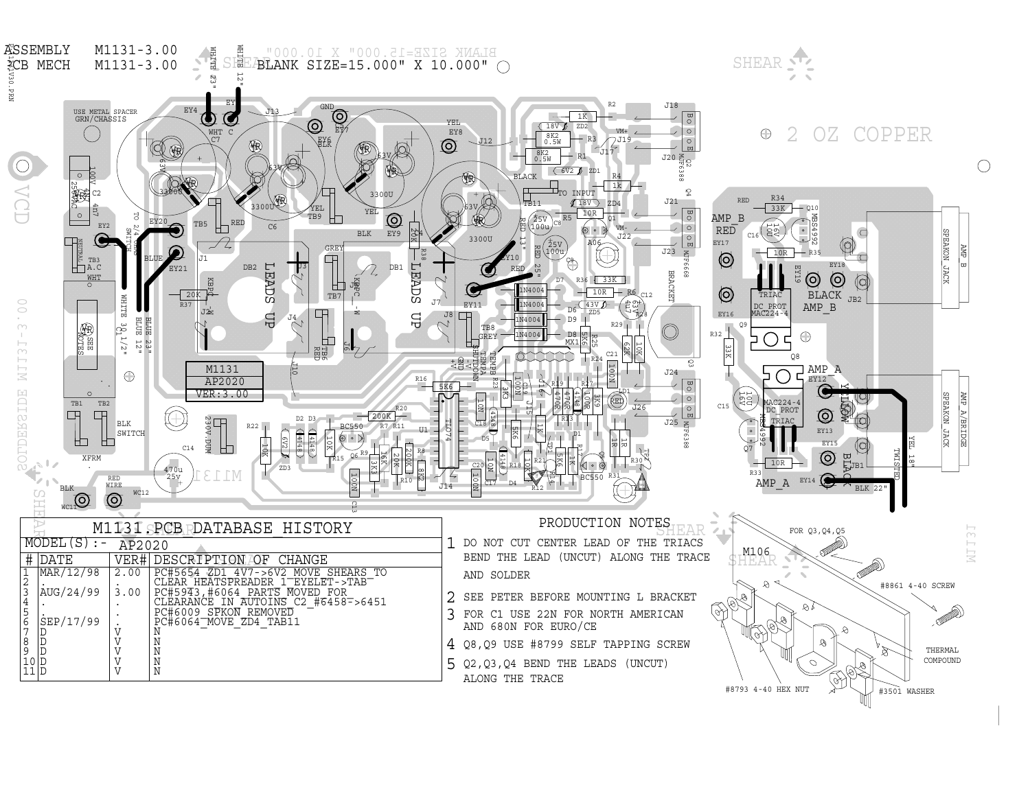ASSEMBLY M1131-3.00
PCB MECH M1131-3.00

BLANK SIZE=15.000" X 10.000"

2 OZ COPPER

M1131
AP2020
VER:3.00

## M1131.PCB DATABASE HISTORY

MODEL(S):- AP2020

| # | DATE | VER# | DESCRIPTION OF CHANGE |
|---|---|---|---|
| 1 | MAR/12/98 | 2.00 | PC#5654 ZD1 4V7->6V2 MOVE SHEARS TO |
| 2 | . | . | CLEAR HEATSPREADER 1 EYELET->TAB |
| 3 | AUG/24/99 | 3.00 | PC#5943,#6064 PARTS MOVED FOR |
| 4 | . | . | CLEARANCE IN AUTOINS C2 #6458->6451 |
| 5 | . | . | PC#6009 SPKON REMOVED |
| 6 | SEP/17/99 | . | PC#6064 MOVE ZD4 TAB11 |
| 7 | D | V | N |
| 8 | D | V | N |
| 9 | D | V | N |
| 10 | D | V | N |
| 11 | D | V | N |

## PRODUCTION NOTES

1. DO NOT CUT CENTER LEAD OF THE TRIACS BEND THE LEAD (UNCUT) ALONG THE TRACE AND SOLDER
2. SEE PETER BEFORE MOUNTING L BRACKET
3. FOR C1 USE 22N FOR NORTH AMERICAN AND 680N FOR EURO/CE
4. Q8,Q9 USE #8799 SELF TAPPING SCREW
5. Q2,Q3,Q4 BEND THE LEADS (UNCUT) ALONG THE TRACE

M106

FOR Q3,Q4,Q5

#8861 4-40 SCREW

THERMAL COMPOUND

#8793 4-40 HEX NUT

#3501 WASHER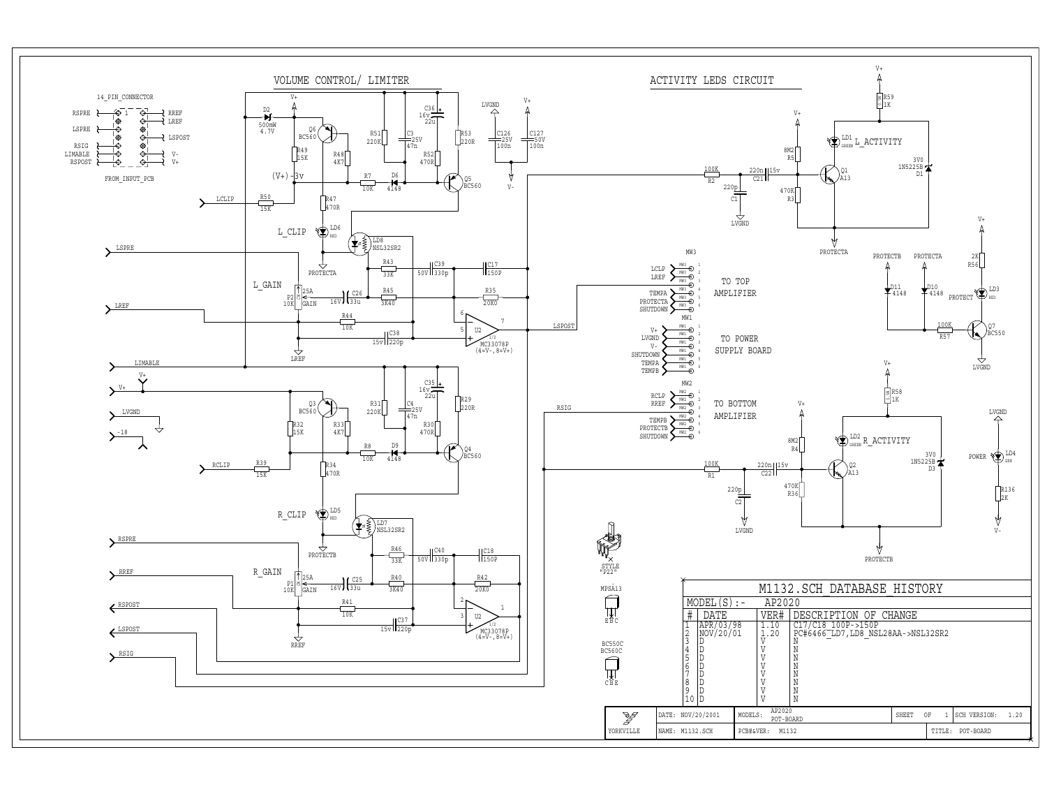## VOLUME CONTROL/ LIMITER

## ACTIVITY LEDS CIRCUIT

14_PIN_CONNECTOR

FROM_INPUT_PCB

TO TOP AMPLIFIER

TO POWER SUPPLY BOARD

TO BOTTOM AMPLIFIER

| M1132.SCH DATABASE HISTORY | | | |
|---|---|---|---|
| MODEL(S):- AP2020 | | | |
| # | DATE | VER# | DESCRIPTION OF CHANGE |
| 1 | APR/03/98 | 1.10 | C17/C18 100P->150P |
| 2 | NOV/20/01 | 1.20 | PC#6466_LD7,LD8_NSL28AA->NSL32SR2 |
| 3 | D | V | N |
| 4 | D | V | N |
| 5 | D | V | N |
| 6 | D | V | N |
| 7 | D | V | N |
| 8 | D | V | N |
| 9 | D | V | N |
| 10 | D | V | N |

| YORKVILLE | DATE: NOV/20/2001 | MODELS: AP2020 POT-BOARD | SHEET 1 OF 1 | SCH VERSION: 1.20 |
|---|---|---|---|---|
| | NAME: M1132.SCH | PCB#&VER: M1132 | | TITLE: POT-BOARD |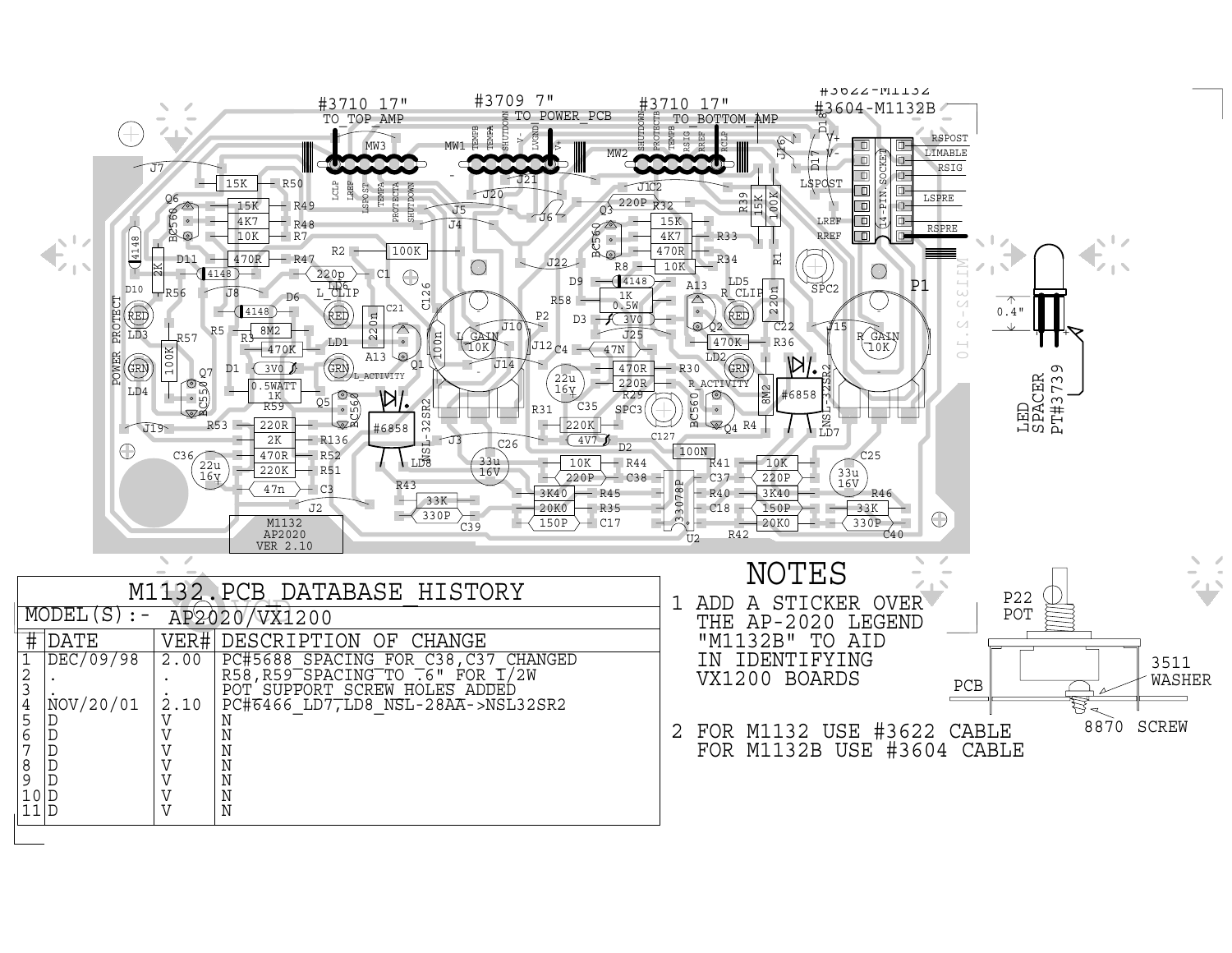# M1132.PCB DATABASE HISTORY

MODEL(S):- AP2020/VX1200

| # | DATE | VER# | DESCRIPTION OF CHANGE |
|---|---|---|---|
| 1 | DEC/09/98 | 2.00 | PC#5688 SPACING FOR C38,C37 CHANGED |
| 2 | . | . | R58,R59 SPACING TO .6" FOR 1/2W |
| 3 | . | . | POT SUPPORT SCREW HOLES ADDED |
| 4 | NOV/20/01 | 2.10 | PC#6466 LD7,LD8 NSL-28AA->NSL32SR2 |
| 5 | D | V | N |
| 6 | D | V | N |
| 7 | D | V | N |
| 8 | D | V | N |
| 9 | D | V | N |
| 10 | D | V | N |
| 11 | D | V | N |

# NOTES

1. ADD A STICKER OVER THE AP-2020 LEGEND "M1132B" TO AID IN IDENTIFYING VX1200 BOARDS
2. FOR M1132 USE #3622 CABLE
   FOR M1132B USE #3604 CABLE

P22 POT
PCB
3511 WASHER
8870 SCREW

LED SPACER PT#3739
0.4"

M1132
AP2020
VER 2.10

#3710 17" TO TOP AMP
#3709 7" TO POWER PCB
#3710 17" TO BOTTOM AMP
#3622-M1132
#3604-M1132B